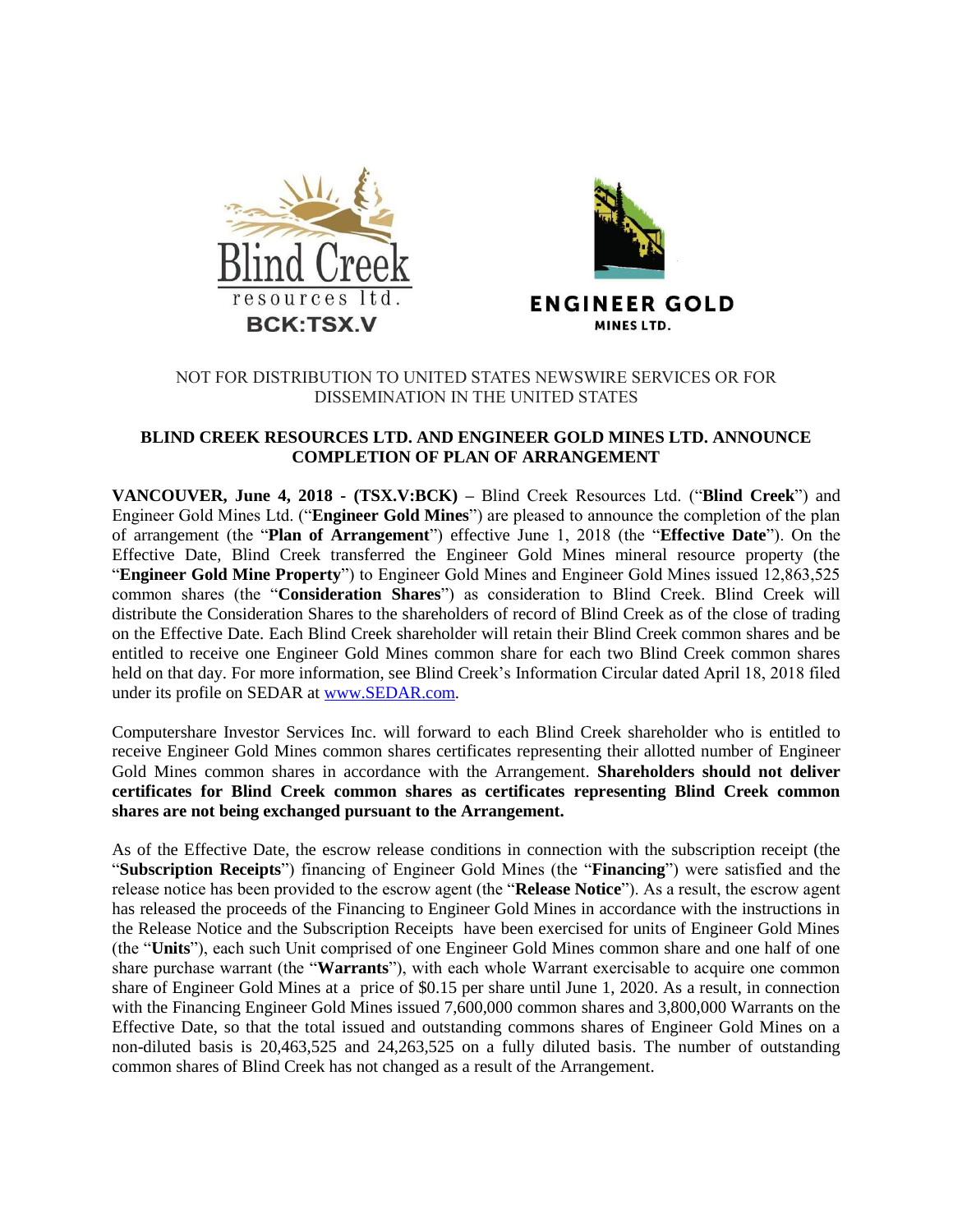Blind Creek resources ltd.
BCK:TSX.V

ENGINEER GOLD MINES LTD.

NOT FOR DISTRIBUTION TO UNITED STATES NEWSWIRE SERVICES OR FOR DISSEMINATION IN THE UNITED STATES

**BLIND CREEK RESOURCES LTD. AND ENGINEER GOLD MINES LTD. ANNOUNCE COMPLETION OF PLAN OF ARRANGEMENT**

**VANCOUVER, June 4, 2018 - (TSX.V:BCK) –** Blind Creek Resources Ltd. ("**Blind Creek**") and Engineer Gold Mines Ltd. ("**Engineer Gold Mines**") are pleased to announce the completion of the plan of arrangement (the "**Plan of Arrangement**") effective June 1, 2018 (the "**Effective Date**"). On the Effective Date, Blind Creek transferred the Engineer Gold Mines mineral resource property (the "**Engineer Gold Mine Property**") to Engineer Gold Mines and Engineer Gold Mines issued 12,863,525 common shares (the "**Consideration Shares**") as consideration to Blind Creek. Blind Creek will distribute the Consideration Shares to the shareholders of record of Blind Creek as of the close of trading on the Effective Date. Each Blind Creek shareholder will retain their Blind Creek common shares and be entitled to receive one Engineer Gold Mines common share for each two Blind Creek common shares held on that day. For more information, see Blind Creek's Information Circular dated April 18, 2018 filed under its profile on SEDAR at www.SEDAR.com.

Computershare Investor Services Inc. will forward to each Blind Creek shareholder who is entitled to receive Engineer Gold Mines common shares certificates representing their allotted number of Engineer Gold Mines common shares in accordance with the Arrangement. **Shareholders should not deliver certificates for Blind Creek common shares as certificates representing Blind Creek common shares are not being exchanged pursuant to the Arrangement.**

As of the Effective Date, the escrow release conditions in connection with the subscription receipt (the "**Subscription Receipts**") financing of Engineer Gold Mines (the "**Financing**") were satisfied and the release notice has been provided to the escrow agent (the "**Release Notice**"). As a result, the escrow agent has released the proceeds of the Financing to Engineer Gold Mines in accordance with the instructions in the Release Notice and the Subscription Receipts have been exercised for units of Engineer Gold Mines (the "**Units**"), each such Unit comprised of one Engineer Gold Mines common share and one half of one share purchase warrant (the "**Warrants**"), with each whole Warrant exercisable to acquire one common share of Engineer Gold Mines at a price of $0.15 per share until June 1, 2020. As a result, in connection with the Financing Engineer Gold Mines issued 7,600,000 common shares and 3,800,000 Warrants on the Effective Date, so that the total issued and outstanding commons shares of Engineer Gold Mines on a non-diluted basis is 20,463,525 and 24,263,525 on a fully diluted basis. The number of outstanding common shares of Blind Creek has not changed as a result of the Arrangement.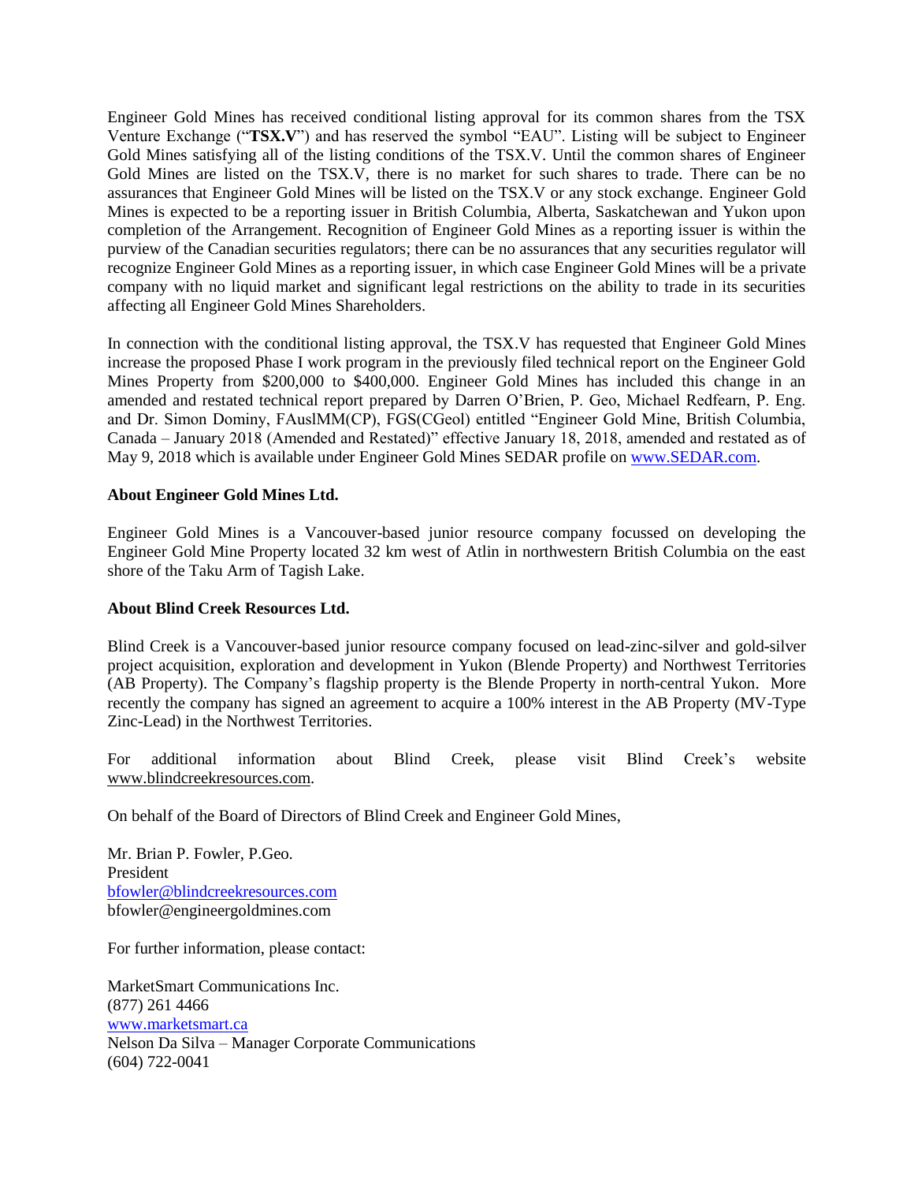Engineer Gold Mines has received conditional listing approval for its common shares from the TSX Venture Exchange ("**TSX.V**") and has reserved the symbol "EAU". Listing will be subject to Engineer Gold Mines satisfying all of the listing conditions of the TSX.V. Until the common shares of Engineer Gold Mines are listed on the TSX.V, there is no market for such shares to trade. There can be no assurances that Engineer Gold Mines will be listed on the TSX.V or any stock exchange. Engineer Gold Mines is expected to be a reporting issuer in British Columbia, Alberta, Saskatchewan and Yukon upon completion of the Arrangement. Recognition of Engineer Gold Mines as a reporting issuer is within the purview of the Canadian securities regulators; there can be no assurances that any securities regulator will recognize Engineer Gold Mines as a reporting issuer, in which case Engineer Gold Mines will be a private company with no liquid market and significant legal restrictions on the ability to trade in its securities affecting all Engineer Gold Mines Shareholders.

In connection with the conditional listing approval, the TSX.V has requested that Engineer Gold Mines increase the proposed Phase I work program in the previously filed technical report on the Engineer Gold Mines Property from $200,000 to $400,000. Engineer Gold Mines has included this change in an amended and restated technical report prepared by Darren O'Brien, P. Geo, Michael Redfearn, P. Eng. and Dr. Simon Dominy, FAusIMM(CP), FGS(CGeol) entitled "Engineer Gold Mine, British Columbia, Canada – January 2018 (Amended and Restated)" effective January 18, 2018, amended and restated as of May 9, 2018 which is available under Engineer Gold Mines SEDAR profile on [www.SEDAR.com](http://www.SEDAR.com).

**About Engineer Gold Mines Ltd.**

Engineer Gold Mines is a Vancouver-based junior resource company focussed on developing the Engineer Gold Mine Property located 32 km west of Atlin in northwestern British Columbia on the east shore of the Taku Arm of Tagish Lake.

**About Blind Creek Resources Ltd.**

Blind Creek is a Vancouver-based junior resource company focused on lead-zinc-silver and gold-silver project acquisition, exploration and development in Yukon (Blende Property) and Northwest Territories (AB Property). The Company's flagship property is the Blende Property in north-central Yukon. More recently the company has signed an agreement to acquire a 100% interest in the AB Property (MV-Type Zinc-Lead) in the Northwest Territories.

For additional information about Blind Creek, please visit Blind Creek's website www.blindcreekresources.com.

On behalf of the Board of Directors of Blind Creek and Engineer Gold Mines,

Mr. Brian P. Fowler, P.Geo.
President
[bfowler@blindcreekresources.com](mailto:bfowler@blindcreekresources.com)
bfowler@engineergoldmines.com

For further information, please contact:

MarketSmart Communications Inc.
(877) 261 4466
[www.marketsmart.ca](http://www.marketsmart.ca)
Nelson Da Silva – Manager Corporate Communications
(604) 722-0041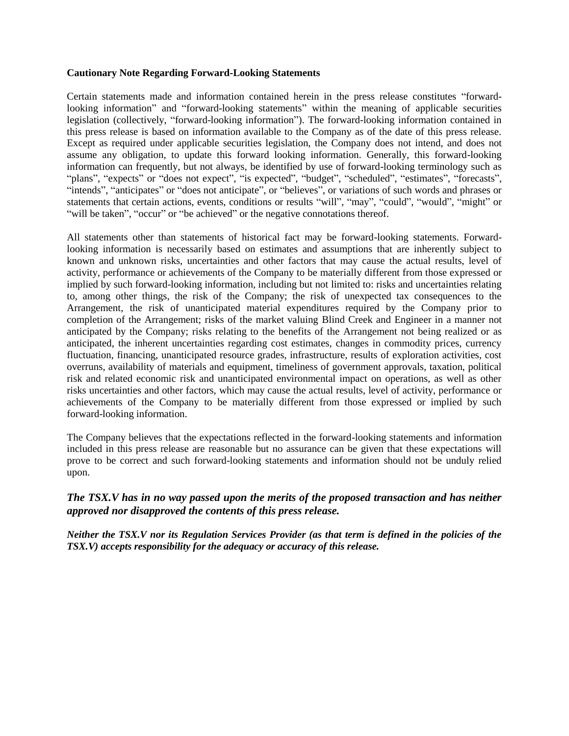**Cautionary Note Regarding Forward-Looking Statements**

Certain statements made and information contained herein in the press release constitutes "forward-looking information" and "forward-looking statements" within the meaning of applicable securities legislation (collectively, "forward-looking information"). The forward-looking information contained in this press release is based on information available to the Company as of the date of this press release. Except as required under applicable securities legislation, the Company does not intend, and does not assume any obligation, to update this forward looking information. Generally, this forward-looking information can frequently, but not always, be identified by use of forward-looking terminology such as "plans", "expects" or "does not expect", "is expected", "budget", "scheduled", "estimates", "forecasts", "intends", "anticipates" or "does not anticipate", or "believes", or variations of such words and phrases or statements that certain actions, events, conditions or results "will", "may", "could", "would", "might" or "will be taken", "occur" or "be achieved" or the negative connotations thereof.

All statements other than statements of historical fact may be forward-looking statements. Forward-looking information is necessarily based on estimates and assumptions that are inherently subject to known and unknown risks, uncertainties and other factors that may cause the actual results, level of activity, performance or achievements of the Company to be materially different from those expressed or implied by such forward-looking information, including but not limited to: risks and uncertainties relating to, among other things, the risk of the Company; the risk of unexpected tax consequences to the Arrangement, the risk of unanticipated material expenditures required by the Company prior to completion of the Arrangement; risks of the market valuing Blind Creek and Engineer in a manner not anticipated by the Company; risks relating to the benefits of the Arrangement not being realized or as anticipated, the inherent uncertainties regarding cost estimates, changes in commodity prices, currency fluctuation, financing, unanticipated resource grades, infrastructure, results of exploration activities, cost overruns, availability of materials and equipment, timeliness of government approvals, taxation, political risk and related economic risk and unanticipated environmental impact on operations, as well as other risks uncertainties and other factors, which may cause the actual results, level of activity, performance or achievements of the Company to be materially different from those expressed or implied by such forward-looking information.

The Company believes that the expectations reflected in the forward-looking statements and information included in this press release are reasonable but no assurance can be given that these expectations will prove to be correct and such forward-looking statements and information should not be unduly relied upon.

***The TSX.V has in no way passed upon the merits of the proposed transaction and has neither approved nor disapproved the contents of this press release.***

***Neither the TSX.V nor its Regulation Services Provider (as that term is defined in the policies of the TSX.V) accepts responsibility for the adequacy or accuracy of this release.***